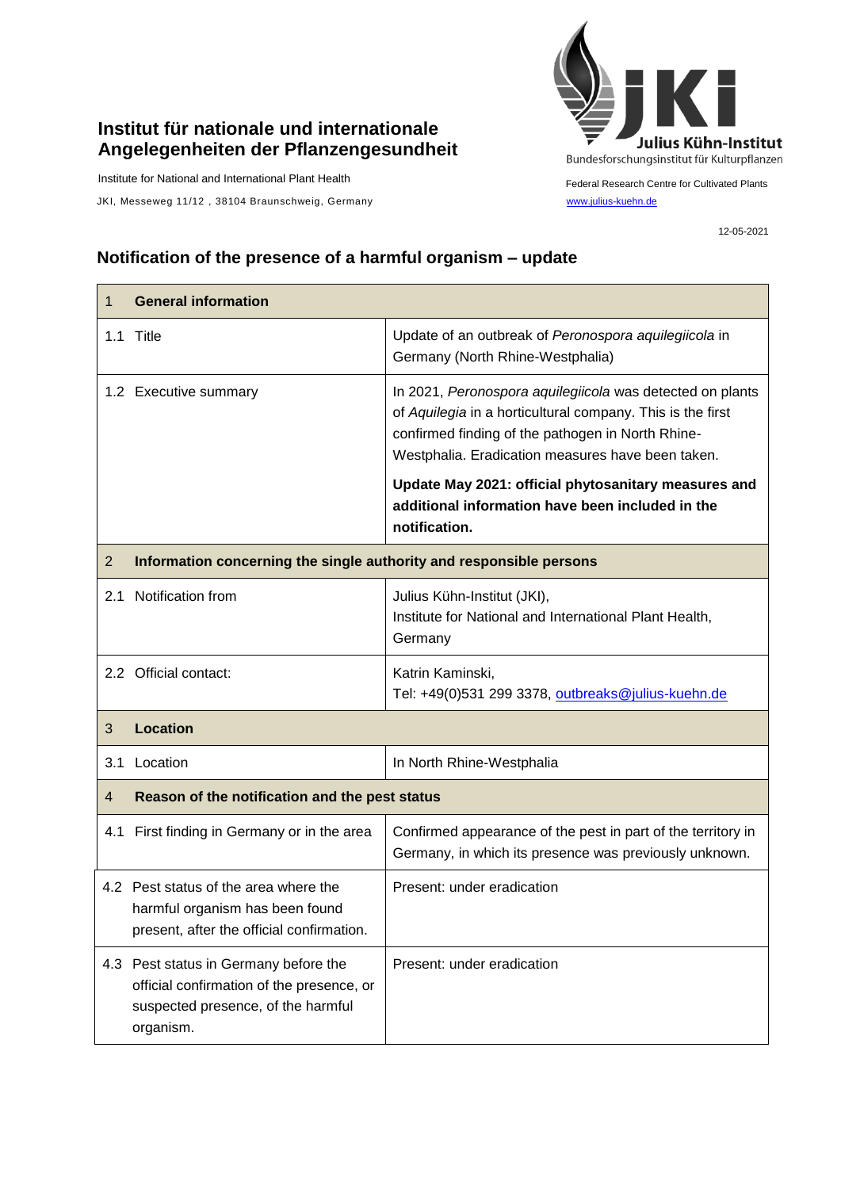## Institut für nationale und internationale Angelegenheiten der Pflanzengesundheit

Institute for National and International Plant Health

JKI, Messeweg 11/12 , 38104 Braunschweig, Germany

Julius Kühn-Institut
Bundesforschungsinstitut für Kulturpflanzen

Federal Research Centre for Cultivated Plants
www.julius-kuehn.de

12-05-2021

# Notification of the presence of a harmful organism – update

| | |
|---|---|
| **1 General information** | |
| 1.1 Title | Update of an outbreak of *Peronospora aquilegiicola* in Germany (North Rhine-Westphalia) |
| 1.2 Executive summary | In 2021, *Peronospora aquilegiicola* was detected on plants of *Aquilegia* in a horticultural company. This is the first confirmed finding of the pathogen in North Rhine-Westphalia. Eradication measures have been taken.<br><br>**Update May 2021: official phytosanitary measures and additional information have been included in the notification.** |
| **2 Information concerning the single authority and responsible persons** | |
| 2.1 Notification from | Julius Kühn-Institut (JKI),<br>Institute for National and International Plant Health, Germany |
| 2.2 Official contact: | Katrin Kaminski,<br>Tel: +49(0)531 299 3378, outbreaks@julius-kuehn.de |
| **3 Location** | |
| 3.1 Location | In North Rhine-Westphalia |
| **4 Reason of the notification and the pest status** | |
| 4.1 First finding in Germany or in the area | Confirmed appearance of the pest in part of the territory in Germany, in which its presence was previously unknown. |
| 4.2 Pest status of the area where the harmful organism has been found present, after the official confirmation. | Present: under eradication |
| 4.3 Pest status in Germany before the official confirmation of the presence, or suspected presence, of the harmful organism. | Present: under eradication |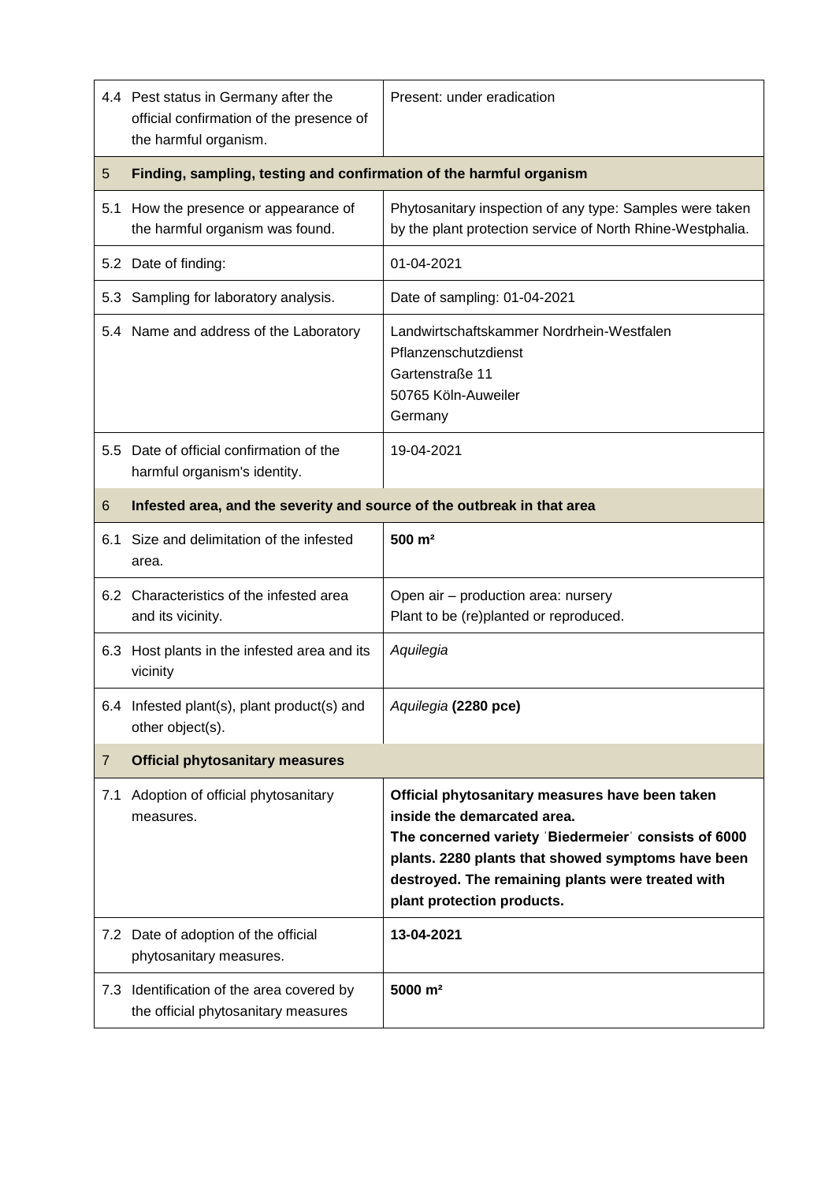| | | |
|---|---|---|
| 4.4 | Pest status in Germany after the official confirmation of the presence of the harmful organism. | Present: under eradication |
| **5** | **Finding, sampling, testing and confirmation of the harmful organism** | |
| 5.1 | How the presence or appearance of the harmful organism was found. | Phytosanitary inspection of any type: Samples were taken by the plant protection service of North Rhine-Westphalia. |
| 5.2 | Date of finding: | 01-04-2021 |
| 5.3 | Sampling for laboratory analysis. | Date of sampling: 01-04-2021 |
| 5.4 | Name and address of the Laboratory | Landwirtschaftskammer Nordrhein-Westfalen<br>Pflanzenschutzdienst<br>Gartenstraße 11<br>50765 Köln-Auweiler<br>Germany |
| 5.5 | Date of official confirmation of the harmful organism's identity. | 19-04-2021 |
| **6** | **Infested area, and the severity and source of the outbreak in that area** | |
| 6.1 | Size and delimitation of the infested area. | **500 m²** |
| 6.2 | Characteristics of the infested area and its vicinity. | Open air – production area: nursery<br>Plant to be (re)planted or reproduced. |
| 6.3 | Host plants in the infested area and its vicinity | *Aquilegia* |
| 6.4 | Infested plant(s), plant product(s) and other object(s). | *Aquilegia* **(2280 pce)** |
| **7** | **Official phytosanitary measures** | |
| 7.1 | Adoption of official phytosanitary measures. | **Official phytosanitary measures have been taken inside the demarcated area.<br>The concerned variety 'Biedermeier' consists of 6000 plants. 2280 plants that showed symptoms have been destroyed. The remaining plants were treated with plant protection products.** |
| 7.2 | Date of adoption of the official phytosanitary measures. | **13-04-2021** |
| 7.3 | Identification of the area covered by the official phytosanitary measures | **5000 m²** |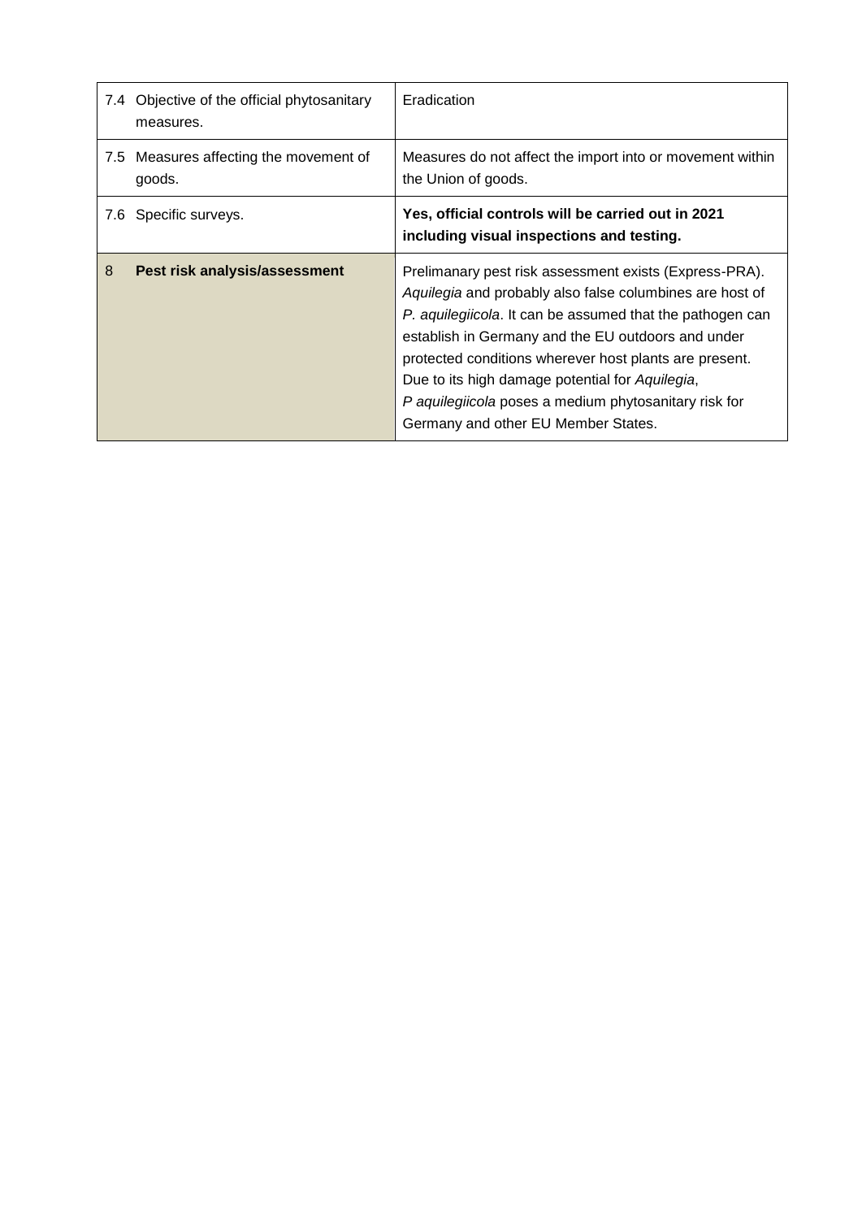| | |
|---|---|
| 7.4 Objective of the official phytosanitary measures. | Eradication |
| 7.5 Measures affecting the movement of goods. | Measures do not affect the import into or movement within the Union of goods. |
| 7.6 Specific surveys. | **Yes, official controls will be carried out in 2021 including visual inspections and testing.** |
| 8 **Pest risk analysis/assessment** | Prelimanary pest risk assessment exists (Express-PRA). *Aquilegia* and probably also false columbines are host of *P. aquilegiicola*. It can be assumed that the pathogen can establish in Germany and the EU outdoors and under protected conditions wherever host plants are present. Due to its high damage potential for *Aquilegia*, *P aquilegiicola* poses a medium phytosanitary risk for Germany and other EU Member States. |